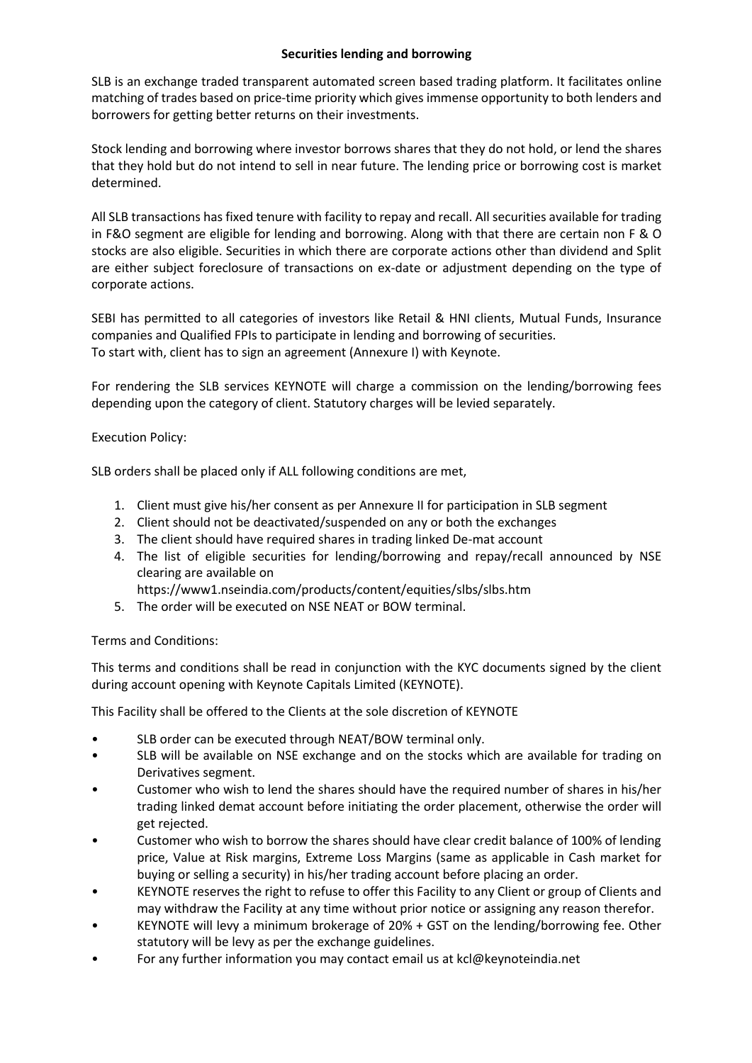# Securities lending and borrowing

SLB is an exchange traded transparent automated screen based trading platform. It facilitates online matching of trades based on price-time priority which gives immense opportunity to both lenders and borrowers for getting better returns on their investments.

Stock lending and borrowing where investor borrows shares that they do not hold, or lend the shares that they hold but do not intend to sell in near future. The lending price or borrowing cost is market determined.

All SLB transactions has fixed tenure with facility to repay and recall. All securities available for trading in F&O segment are eligible for lending and borrowing. Along with that there are certain non F & O stocks are also eligible. Securities in which there are corporate actions other than dividend and Split are either subject foreclosure of transactions on ex-date or adjustment depending on the type of corporate actions.

SEBI has permitted to all categories of investors like Retail & HNI clients, Mutual Funds, Insurance companies and Qualified FPIs to participate in lending and borrowing of securities.
To start with, client has to sign an agreement (Annexure I) with Keynote.

For rendering the SLB services KEYNOTE will charge a commission on the lending/borrowing fees depending upon the category of client. Statutory charges will be levied separately.

Execution Policy:

SLB orders shall be placed only if ALL following conditions are met,

1. Client must give his/her consent as per Annexure II for participation in SLB segment
2. Client should not be deactivated/suspended on any or both the exchanges
3. The client should have required shares in trading linked De-mat account
4. The list of eligible securities for lending/borrowing and repay/recall announced by NSE clearing are available on
   https://www1.nseindia.com/products/content/equities/slbs/slbs.htm
5. The order will be executed on NSE NEAT or BOW terminal.

Terms and Conditions:

This terms and conditions shall be read in conjunction with the KYC documents signed by the client during account opening with Keynote Capitals Limited (KEYNOTE).

This Facility shall be offered to the Clients at the sole discretion of KEYNOTE

- SLB order can be executed through NEAT/BOW terminal only.
- SLB will be available on NSE exchange and on the stocks which are available for trading on Derivatives segment.
- Customer who wish to lend the shares should have the required number of shares in his/her trading linked demat account before initiating the order placement, otherwise the order will get rejected.
- Customer who wish to borrow the shares should have clear credit balance of 100% of lending price, Value at Risk margins, Extreme Loss Margins (same as applicable in Cash market for buying or selling a security) in his/her trading account before placing an order.
- KEYNOTE reserves the right to refuse to offer this Facility to any Client or group of Clients and may withdraw the Facility at any time without prior notice or assigning any reason therefor.
- KEYNOTE will levy a minimum brokerage of 20% + GST on the lending/borrowing fee. Other statutory will be levy as per the exchange guidelines.
- For any further information you may contact email us at kcl@keynoteindia.net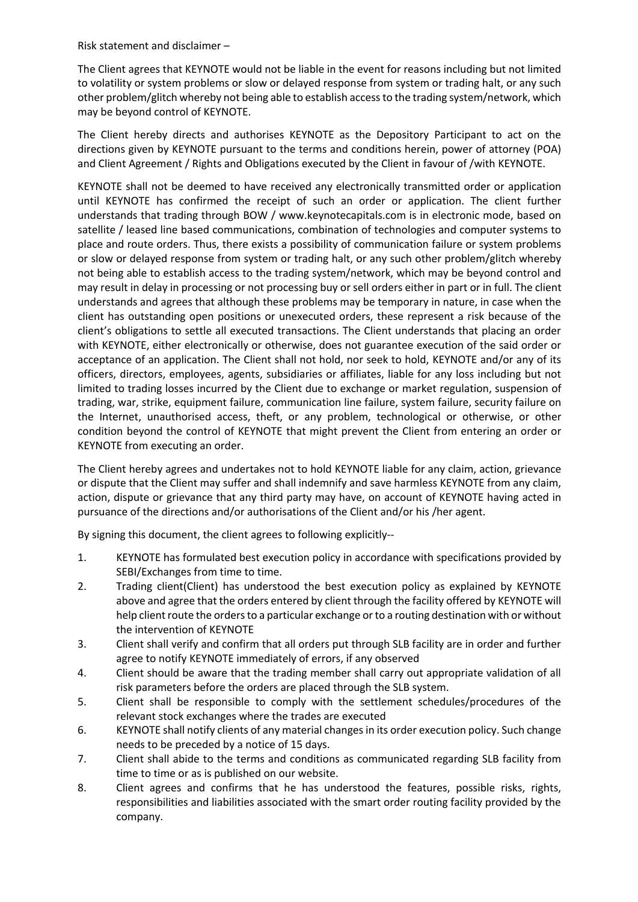Risk statement and disclaimer –

The Client agrees that KEYNOTE would not be liable in the event for reasons including but not limited to volatility or system problems or slow or delayed response from system or trading halt, or any such other problem/glitch whereby not being able to establish access to the trading system/network, which may be beyond control of KEYNOTE.

The Client hereby directs and authorises KEYNOTE as the Depository Participant to act on the directions given by KEYNOTE pursuant to the terms and conditions herein, power of attorney (POA) and Client Agreement / Rights and Obligations executed by the Client in favour of /with KEYNOTE.

KEYNOTE shall not be deemed to have received any electronically transmitted order or application until KEYNOTE has confirmed the receipt of such an order or application. The client further understands that trading through BOW / www.keynotecapitals.com is in electronic mode, based on satellite / leased line based communications, combination of technologies and computer systems to place and route orders. Thus, there exists a possibility of communication failure or system problems or slow or delayed response from system or trading halt, or any such other problem/glitch whereby not being able to establish access to the trading system/network, which may be beyond control and may result in delay in processing or not processing buy or sell orders either in part or in full. The client understands and agrees that although these problems may be temporary in nature, in case when the client has outstanding open positions or unexecuted orders, these represent a risk because of the client's obligations to settle all executed transactions. The Client understands that placing an order with KEYNOTE, either electronically or otherwise, does not guarantee execution of the said order or acceptance of an application. The Client shall not hold, nor seek to hold, KEYNOTE and/or any of its officers, directors, employees, agents, subsidiaries or affiliates, liable for any loss including but not limited to trading losses incurred by the Client due to exchange or market regulation, suspension of trading, war, strike, equipment failure, communication line failure, system failure, security failure on the Internet, unauthorised access, theft, or any problem, technological or otherwise, or other condition beyond the control of KEYNOTE that might prevent the Client from entering an order or KEYNOTE from executing an order.

The Client hereby agrees and undertakes not to hold KEYNOTE liable for any claim, action, grievance or dispute that the Client may suffer and shall indemnify and save harmless KEYNOTE from any claim, action, dispute or grievance that any third party may have, on account of KEYNOTE having acted in pursuance of the directions and/or authorisations of the Client and/or his /her agent.

By signing this document, the client agrees to following explicitly--

1. KEYNOTE has formulated best execution policy in accordance with specifications provided by SEBI/Exchanges from time to time.
2. Trading client(Client) has understood the best execution policy as explained by KEYNOTE above and agree that the orders entered by client through the facility offered by KEYNOTE will help client route the orders to a particular exchange or to a routing destination with or without the intervention of KEYNOTE
3. Client shall verify and confirm that all orders put through SLB facility are in order and further agree to notify KEYNOTE immediately of errors, if any observed
4. Client should be aware that the trading member shall carry out appropriate validation of all risk parameters before the orders are placed through the SLB system.
5. Client shall be responsible to comply with the settlement schedules/procedures of the relevant stock exchanges where the trades are executed
6. KEYNOTE shall notify clients of any material changes in its order execution policy. Such change needs to be preceded by a notice of 15 days.
7. Client shall abide to the terms and conditions as communicated regarding SLB facility from time to time or as is published on our website.
8. Client agrees and confirms that he has understood the features, possible risks, rights, responsibilities and liabilities associated with the smart order routing facility provided by the company.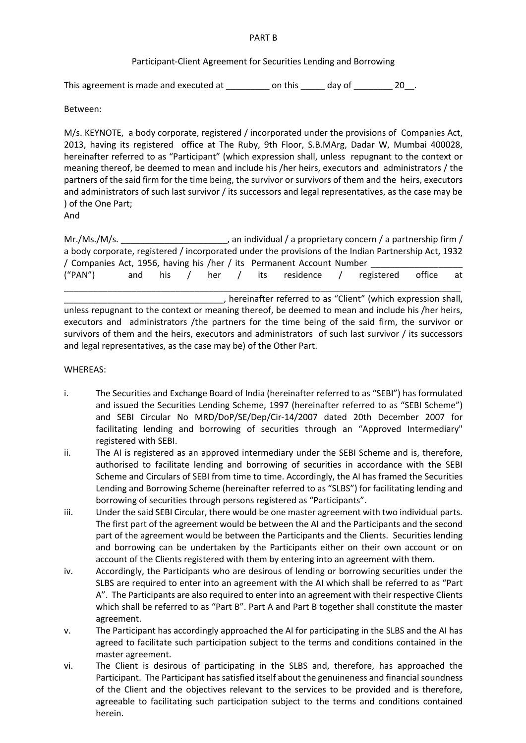PART B

Participant-Client Agreement for Securities Lending and Borrowing

This agreement is made and executed at _________ on this _____ day of ________ 20__.

Between:

M/s. KEYNOTE, a body corporate, registered / incorporated under the provisions of Companies Act, 2013, having its registered office at The Ruby, 9th Floor, S.B.MArg, Dadar W, Mumbai 400028, hereinafter referred to as "Participant" (which expression shall, unless repugnant to the context or meaning thereof, be deemed to mean and include his /her heirs, executors and administrators / the partners of the said firm for the time being, the survivor or survivors of them and the heirs, executors and administrators of such last survivor / its successors and legal representatives, as the case may be ) of the One Part;
And

Mr./Ms./M/s. ______________________, an individual / a proprietary concern / a partnership firm / a body corporate, registered / incorporated under the provisions of the Indian Partnership Act, 1932 / Companies Act, 1956, having his /her / its Permanent Account Number ___________________ ("PAN") and his / her / its residence / registered office at _________________________________________________________________________________________ _________________________________, hereinafter referred to as "Client" (which expression shall, unless repugnant to the context or meaning thereof, be deemed to mean and include his /her heirs, executors and administrators /the partners for the time being of the said firm, the survivor or survivors of them and the heirs, executors and administrators of such last survivor / its successors and legal representatives, as the case may be) of the Other Part.

WHEREAS:

i. The Securities and Exchange Board of India (hereinafter referred to as "SEBI") has formulated and issued the Securities Lending Scheme, 1997 (hereinafter referred to as "SEBI Scheme") and SEBI Circular No MRD/DoP/SE/Dep/Cir-14/2007 dated 20th December 2007 for facilitating lending and borrowing of securities through an "Approved Intermediary" registered with SEBI.
ii. The AI is registered as an approved intermediary under the SEBI Scheme and is, therefore, authorised to facilitate lending and borrowing of securities in accordance with the SEBI Scheme and Circulars of SEBI from time to time. Accordingly, the AI has framed the Securities Lending and Borrowing Scheme (hereinafter referred to as "SLBS") for facilitating lending and borrowing of securities through persons registered as "Participants".
iii. Under the said SEBI Circular, there would be one master agreement with two individual parts. The first part of the agreement would be between the AI and the Participants and the second part of the agreement would be between the Participants and the Clients. Securities lending and borrowing can be undertaken by the Participants either on their own account or on account of the Clients registered with them by entering into an agreement with them.
iv. Accordingly, the Participants who are desirous of lending or borrowing securities under the SLBS are required to enter into an agreement with the AI which shall be referred to as "Part A". The Participants are also required to enter into an agreement with their respective Clients which shall be referred to as "Part B". Part A and Part B together shall constitute the master agreement.
v. The Participant has accordingly approached the AI for participating in the SLBS and the AI has agreed to facilitate such participation subject to the terms and conditions contained in the master agreement.
vi. The Client is desirous of participating in the SLBS and, therefore, has approached the Participant. The Participant has satisfied itself about the genuineness and financial soundness of the Client and the objectives relevant to the services to be provided and is therefore, agreeable to facilitating such participation subject to the terms and conditions contained herein.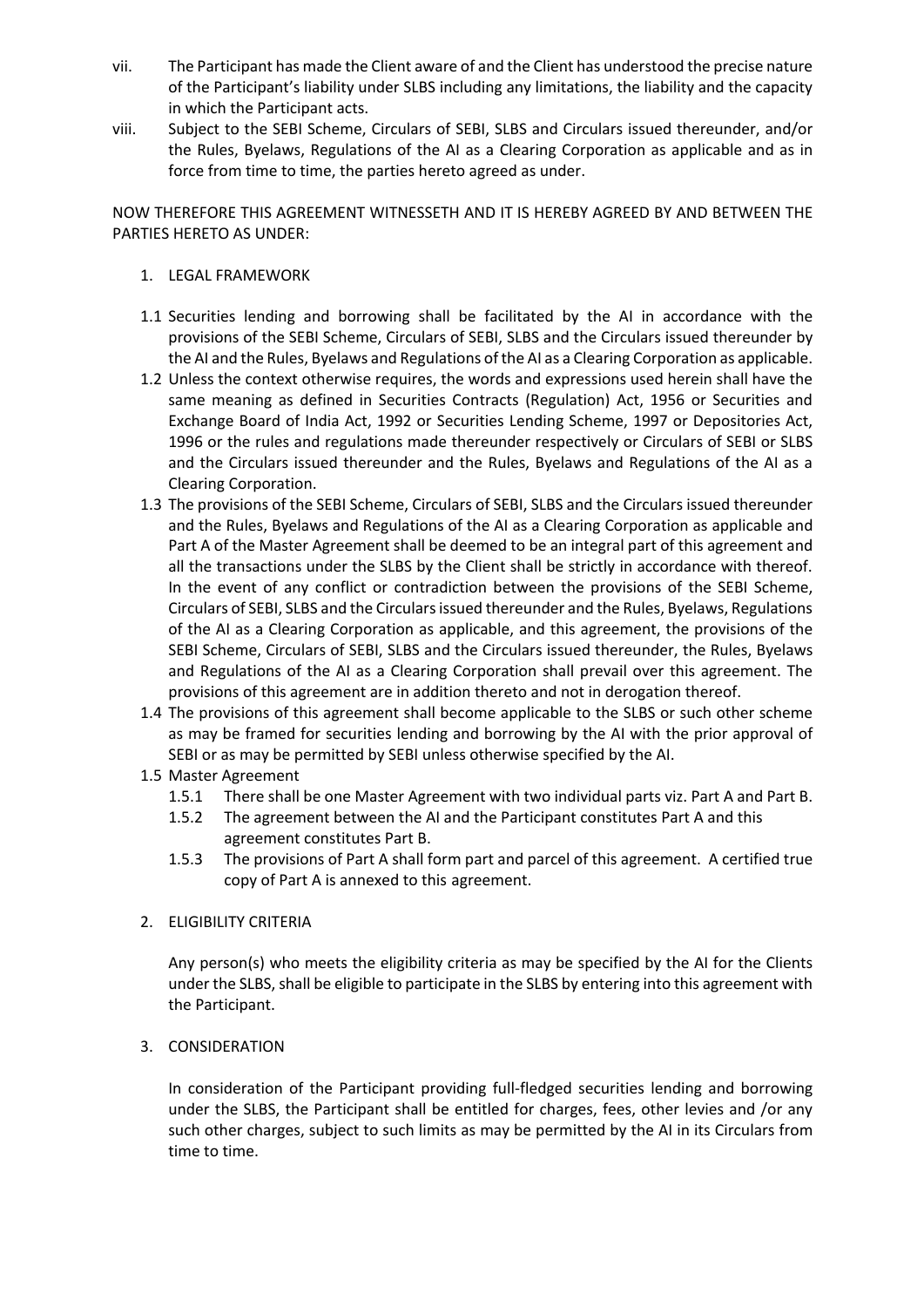vii. The Participant has made the Client aware of and the Client has understood the precise nature of the Participant's liability under SLBS including any limitations, the liability and the capacity in which the Participant acts.

viii. Subject to the SEBI Scheme, Circulars of SEBI, SLBS and Circulars issued thereunder, and/or the Rules, Byelaws, Regulations of the AI as a Clearing Corporation as applicable and as in force from time to time, the parties hereto agreed as under.

NOW THEREFORE THIS AGREEMENT WITNESSETH AND IT IS HEREBY AGREED BY AND BETWEEN THE PARTIES HERETO AS UNDER:

1. LEGAL FRAMEWORK

1.1 Securities lending and borrowing shall be facilitated by the AI in accordance with the provisions of the SEBI Scheme, Circulars of SEBI, SLBS and the Circulars issued thereunder by the AI and the Rules, Byelaws and Regulations of the AI as a Clearing Corporation as applicable.

1.2 Unless the context otherwise requires, the words and expressions used herein shall have the same meaning as defined in Securities Contracts (Regulation) Act, 1956 or Securities and Exchange Board of India Act, 1992 or Securities Lending Scheme, 1997 or Depositories Act, 1996 or the rules and regulations made thereunder respectively or Circulars of SEBI or SLBS and the Circulars issued thereunder and the Rules, Byelaws and Regulations of the AI as a Clearing Corporation.

1.3 The provisions of the SEBI Scheme, Circulars of SEBI, SLBS and the Circulars issued thereunder and the Rules, Byelaws and Regulations of the AI as a Clearing Corporation as applicable and Part A of the Master Agreement shall be deemed to be an integral part of this agreement and all the transactions under the SLBS by the Client shall be strictly in accordance with thereof. In the event of any conflict or contradiction between the provisions of the SEBI Scheme, Circulars of SEBI, SLBS and the Circulars issued thereunder and the Rules, Byelaws, Regulations of the AI as a Clearing Corporation as applicable, and this agreement, the provisions of the SEBI Scheme, Circulars of SEBI, SLBS and the Circulars issued thereunder, the Rules, Byelaws and Regulations of the AI as a Clearing Corporation shall prevail over this agreement. The provisions of this agreement are in addition thereto and not in derogation thereof.

1.4 The provisions of this agreement shall become applicable to the SLBS or such other scheme as may be framed for securities lending and borrowing by the AI with the prior approval of SEBI or as may be permitted by SEBI unless otherwise specified by the AI.

1.5 Master Agreement

1.5.1 There shall be one Master Agreement with two individual parts viz. Part A and Part B.

1.5.2 The agreement between the AI and the Participant constitutes Part A and this agreement constitutes Part B.

1.5.3 The provisions of Part A shall form part and parcel of this agreement. A certified true copy of Part A is annexed to this agreement.

2. ELIGIBILITY CRITERIA

Any person(s) who meets the eligibility criteria as may be specified by the AI for the Clients under the SLBS, shall be eligible to participate in the SLBS by entering into this agreement with the Participant.

3. CONSIDERATION

In consideration of the Participant providing full-fledged securities lending and borrowing under the SLBS, the Participant shall be entitled for charges, fees, other levies and /or any such other charges, subject to such limits as may be permitted by the AI in its Circulars from time to time.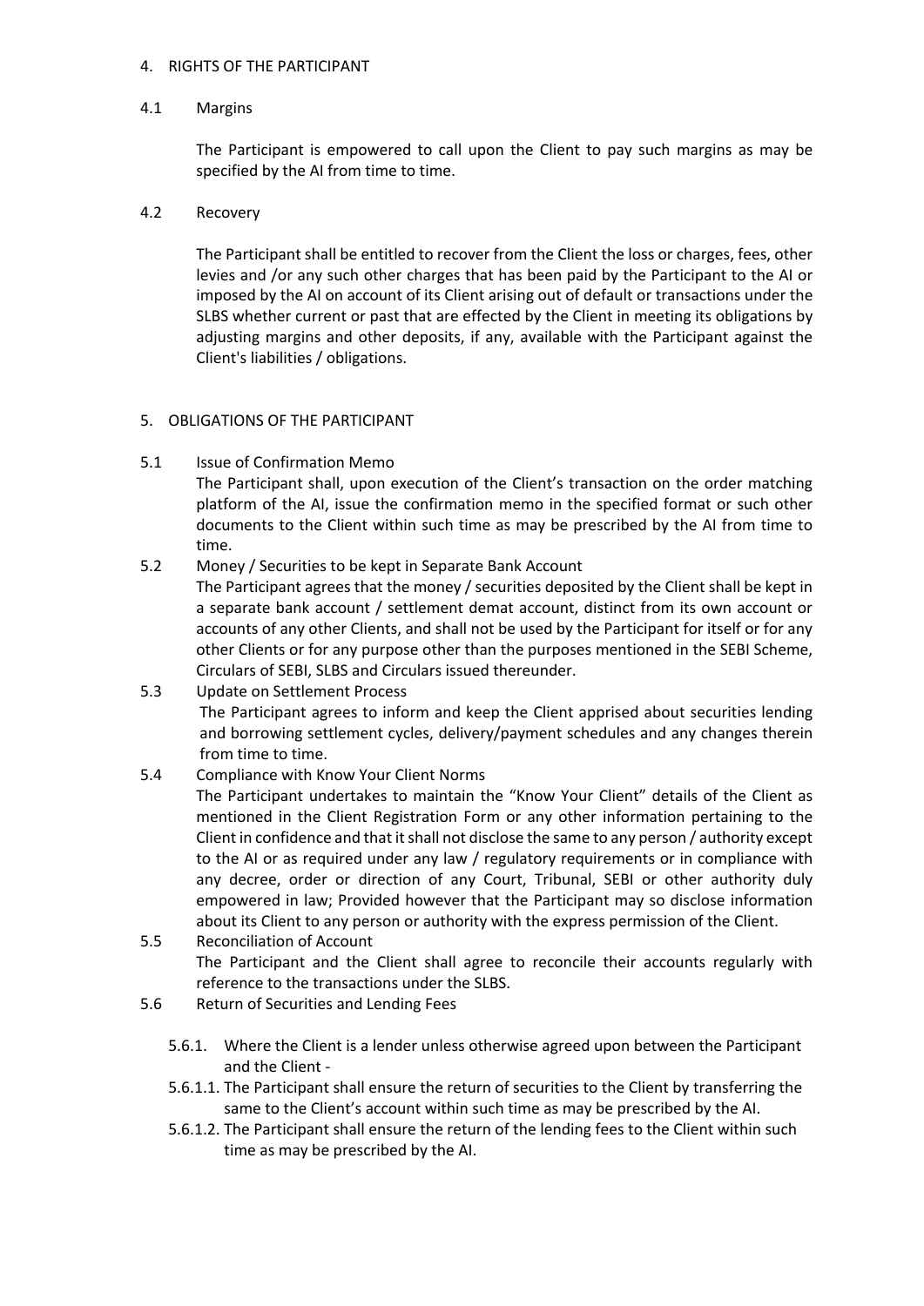## 4. RIGHTS OF THE PARTICIPANT

### 4.1 Margins

The Participant is empowered to call upon the Client to pay such margins as may be specified by the AI from time to time.

### 4.2 Recovery

The Participant shall be entitled to recover from the Client the loss or charges, fees, other levies and /or any such other charges that has been paid by the Participant to the AI or imposed by the AI on account of its Client arising out of default or transactions under the SLBS whether current or past that are effected by the Client in meeting its obligations by adjusting margins and other deposits, if any, available with the Participant against the Client's liabilities / obligations.

## 5. OBLIGATIONS OF THE PARTICIPANT

### 5.1 Issue of Confirmation Memo

The Participant shall, upon execution of the Client's transaction on the order matching platform of the AI, issue the confirmation memo in the specified format or such other documents to the Client within such time as may be prescribed by the AI from time to time.

### 5.2 Money / Securities to be kept in Separate Bank Account

The Participant agrees that the money / securities deposited by the Client shall be kept in a separate bank account / settlement demat account, distinct from its own account or accounts of any other Clients, and shall not be used by the Participant for itself or for any other Clients or for any purpose other than the purposes mentioned in the SEBI Scheme, Circulars of SEBI, SLBS and Circulars issued thereunder.

### 5.3 Update on Settlement Process

The Participant agrees to inform and keep the Client apprised about securities lending and borrowing settlement cycles, delivery/payment schedules and any changes therein from time to time.

### 5.4 Compliance with Know Your Client Norms

The Participant undertakes to maintain the "Know Your Client" details of the Client as mentioned in the Client Registration Form or any other information pertaining to the Client in confidence and that it shall not disclose the same to any person / authority except to the AI or as required under any law / regulatory requirements or in compliance with any decree, order or direction of any Court, Tribunal, SEBI or other authority duly empowered in law; Provided however that the Participant may so disclose information about its Client to any person or authority with the express permission of the Client.

### 5.5 Reconciliation of Account

The Participant and the Client shall agree to reconcile their accounts regularly with reference to the transactions under the SLBS.

### 5.6 Return of Securities and Lending Fees

5.6.1. Where the Client is a lender unless otherwise agreed upon between the Participant and the Client -

5.6.1.1. The Participant shall ensure the return of securities to the Client by transferring the same to the Client's account within such time as may be prescribed by the AI.

5.6.1.2. The Participant shall ensure the return of the lending fees to the Client within such time as may be prescribed by the AI.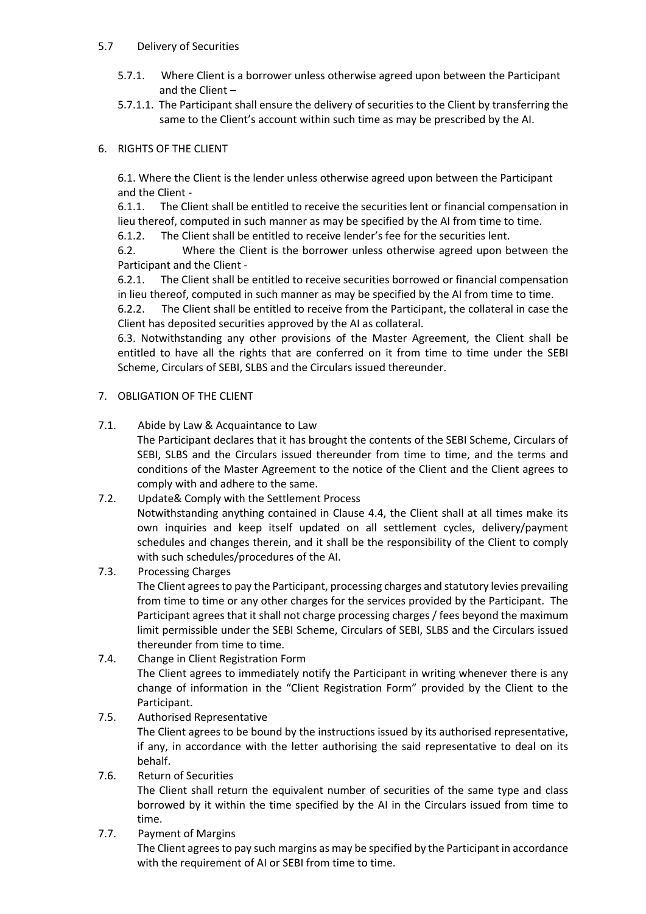5.7 Delivery of Securities

5.7.1. Where Client is a borrower unless otherwise agreed upon between the Participant and the Client –

5.7.1.1. The Participant shall ensure the delivery of securities to the Client by transferring the same to the Client's account within such time as may be prescribed by the AI.

6. RIGHTS OF THE CLIENT

6.1. Where the Client is the lender unless otherwise agreed upon between the Participant and the Client -

6.1.1. The Client shall be entitled to receive the securities lent or financial compensation in lieu thereof, computed in such manner as may be specified by the AI from time to time.

6.1.2. The Client shall be entitled to receive lender's fee for the securities lent.

6.2. Where the Client is the borrower unless otherwise agreed upon between the Participant and the Client -

6.2.1. The Client shall be entitled to receive securities borrowed or financial compensation in lieu thereof, computed in such manner as may be specified by the AI from time to time.

6.2.2. The Client shall be entitled to receive from the Participant, the collateral in case the Client has deposited securities approved by the AI as collateral.

6.3. Notwithstanding any other provisions of the Master Agreement, the Client shall be entitled to have all the rights that are conferred on it from time to time under the SEBI Scheme, Circulars of SEBI, SLBS and the Circulars issued thereunder.

7. OBLIGATION OF THE CLIENT

7.1. Abide by Law & Acquaintance to Law

The Participant declares that it has brought the contents of the SEBI Scheme, Circulars of SEBI, SLBS and the Circulars issued thereunder from time to time, and the terms and conditions of the Master Agreement to the notice of the Client and the Client agrees to comply with and adhere to the same.

7.2. Update& Comply with the Settlement Process

Notwithstanding anything contained in Clause 4.4, the Client shall at all times make its own inquiries and keep itself updated on all settlement cycles, delivery/payment schedules and changes therein, and it shall be the responsibility of the Client to comply with such schedules/procedures of the AI.

7.3. Processing Charges

The Client agrees to pay the Participant, processing charges and statutory levies prevailing from time to time or any other charges for the services provided by the Participant. The Participant agrees that it shall not charge processing charges / fees beyond the maximum limit permissible under the SEBI Scheme, Circulars of SEBI, SLBS and the Circulars issued thereunder from time to time.

7.4. Change in Client Registration Form

The Client agrees to immediately notify the Participant in writing whenever there is any change of information in the "Client Registration Form" provided by the Client to the Participant.

7.5. Authorised Representative

The Client agrees to be bound by the instructions issued by its authorised representative, if any, in accordance with the letter authorising the said representative to deal on its behalf.

7.6. Return of Securities

The Client shall return the equivalent number of securities of the same type and class borrowed by it within the time specified by the AI in the Circulars issued from time to time.

7.7. Payment of Margins

The Client agrees to pay such margins as may be specified by the Participant in accordance with the requirement of AI or SEBI from time to time.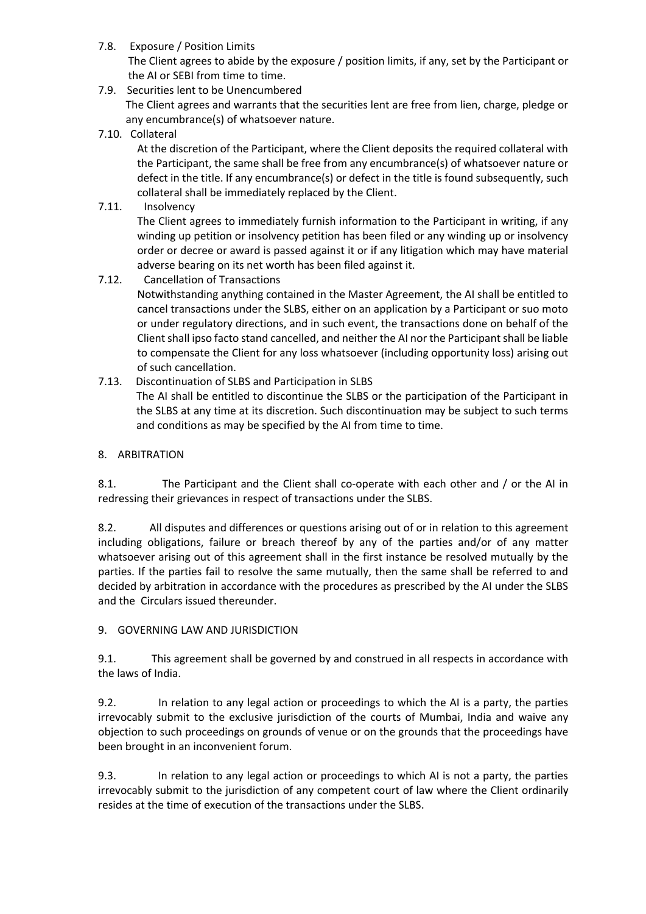7.8. Exposure / Position Limits

The Client agrees to abide by the exposure / position limits, if any, set by the Participant or the AI or SEBI from time to time.

7.9. Securities lent to be Unencumbered

The Client agrees and warrants that the securities lent are free from lien, charge, pledge or any encumbrance(s) of whatsoever nature.

7.10. Collateral

At the discretion of the Participant, where the Client deposits the required collateral with the Participant, the same shall be free from any encumbrance(s) of whatsoever nature or defect in the title. If any encumbrance(s) or defect in the title is found subsequently, such collateral shall be immediately replaced by the Client.

7.11. Insolvency

The Client agrees to immediately furnish information to the Participant in writing, if any winding up petition or insolvency petition has been filed or any winding up or insolvency order or decree or award is passed against it or if any litigation which may have material adverse bearing on its net worth has been filed against it.

7.12. Cancellation of Transactions

Notwithstanding anything contained in the Master Agreement, the AI shall be entitled to cancel transactions under the SLBS, either on an application by a Participant or suo moto or under regulatory directions, and in such event, the transactions done on behalf of the Client shall ipso facto stand cancelled, and neither the AI nor the Participant shall be liable to compensate the Client for any loss whatsoever (including opportunity loss) arising out of such cancellation.

7.13. Discontinuation of SLBS and Participation in SLBS

The AI shall be entitled to discontinue the SLBS or the participation of the Participant in the SLBS at any time at its discretion. Such discontinuation may be subject to such terms and conditions as may be specified by the AI from time to time.

8. ARBITRATION

8.1. The Participant and the Client shall co-operate with each other and / or the AI in redressing their grievances in respect of transactions under the SLBS.

8.2. All disputes and differences or questions arising out of or in relation to this agreement including obligations, failure or breach thereof by any of the parties and/or of any matter whatsoever arising out of this agreement shall in the first instance be resolved mutually by the parties. If the parties fail to resolve the same mutually, then the same shall be referred to and decided by arbitration in accordance with the procedures as prescribed by the AI under the SLBS and the Circulars issued thereunder.

9. GOVERNING LAW AND JURISDICTION

9.1. This agreement shall be governed by and construed in all respects in accordance with the laws of India.

9.2. In relation to any legal action or proceedings to which the AI is a party, the parties irrevocably submit to the exclusive jurisdiction of the courts of Mumbai, India and waive any objection to such proceedings on grounds of venue or on the grounds that the proceedings have been brought in an inconvenient forum.

9.3. In relation to any legal action or proceedings to which AI is not a party, the parties irrevocably submit to the jurisdiction of any competent court of law where the Client ordinarily resides at the time of execution of the transactions under the SLBS.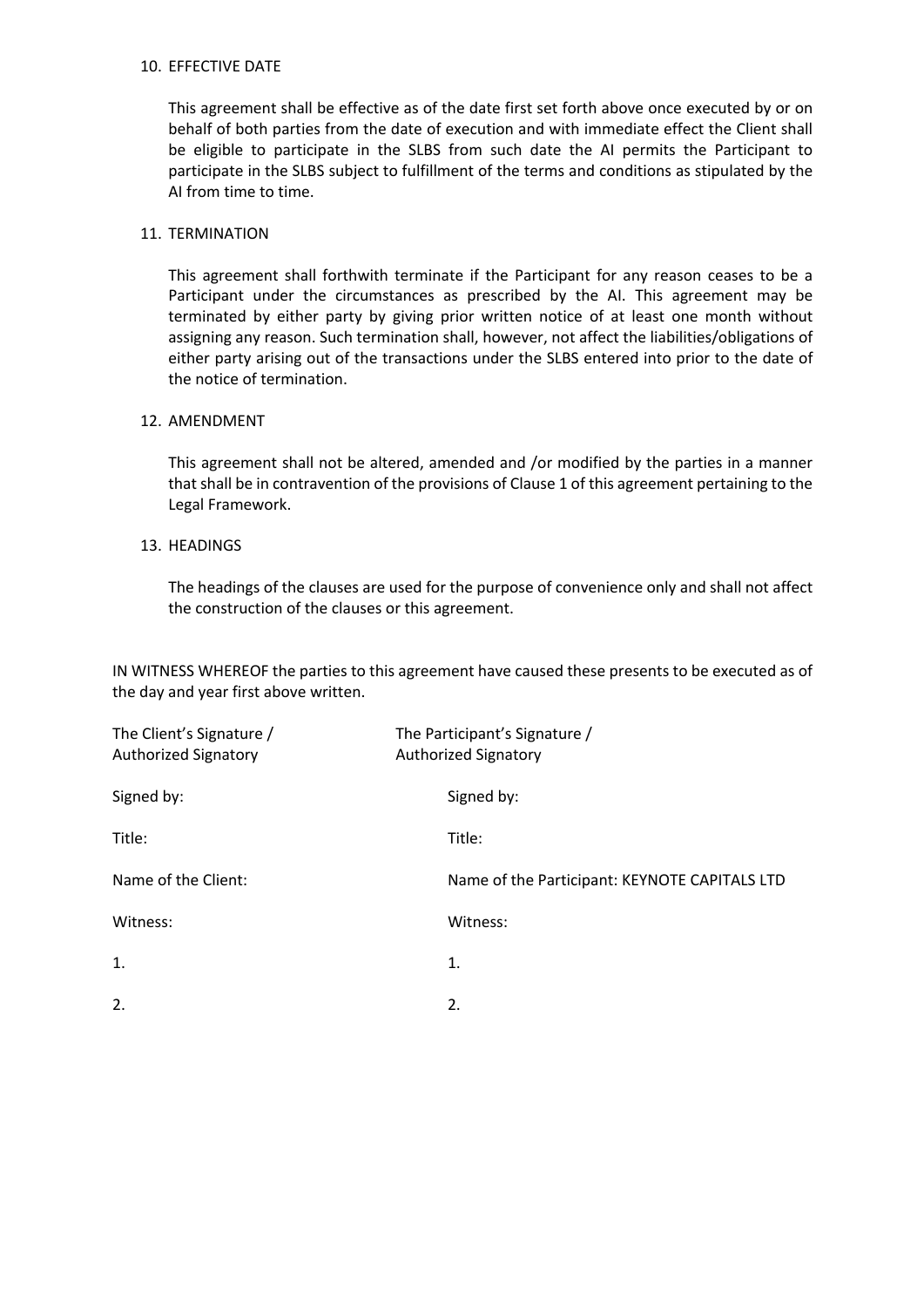10. EFFECTIVE DATE

    This agreement shall be effective as of the date first set forth above once executed by or on behalf of both parties from the date of execution and with immediate effect the Client shall be eligible to participate in the SLBS from such date the AI permits the Participant to participate in the SLBS subject to fulfillment of the terms and conditions as stipulated by the AI from time to time.

11. TERMINATION

    This agreement shall forthwith terminate if the Participant for any reason ceases to be a Participant under the circumstances as prescribed by the AI. This agreement may be terminated by either party by giving prior written notice of at least one month without assigning any reason. Such termination shall, however, not affect the liabilities/obligations of either party arising out of the transactions under the SLBS entered into prior to the date of the notice of termination.

12. AMENDMENT

    This agreement shall not be altered, amended and /or modified by the parties in a manner that shall be in contravention of the provisions of Clause 1 of this agreement pertaining to the Legal Framework.

13. HEADINGS

    The headings of the clauses are used for the purpose of convenience only and shall not affect the construction of the clauses or this agreement.

IN WITNESS WHEREOF the parties to this agreement have caused these presents to be executed as of the day and year first above written.

| | |
|---|---|
| The Client's Signature / Authorized Signatory | The Participant's Signature / Authorized Signatory |
| Signed by: | Signed by: |
| Title: | Title: |
| Name of the Client: | Name of the Participant: KEYNOTE CAPITALS LTD |
| Witness: | Witness: |
| 1. | 1. |
| 2. | 2. |